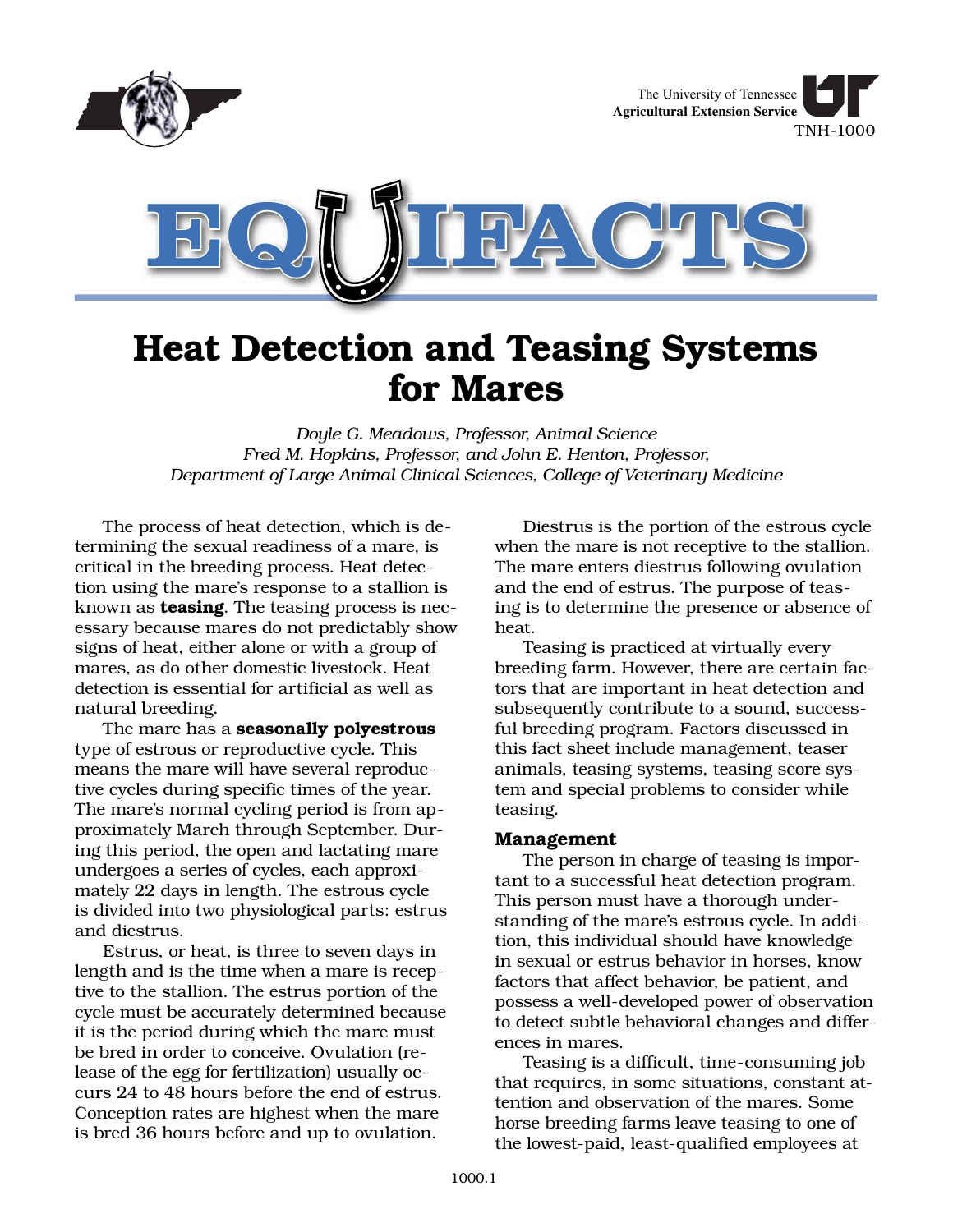The University of Tennessee
**Agricultural Extension Service**
TNH-1000

# EQUIFACTS

# Heat Detection and Teasing Systems for Mares

*Doyle G. Meadows, Professor, Animal Science*
*Fred M. Hopkins, Professor, and John E. Henton, Professor,*
*Department of Large Animal Clinical Sciences, College of Veterinary Medicine*

The process of heat detection, which is determining the sexual readiness of a mare, is critical in the breeding process. Heat detection using the mare's response to a stallion is known as **teasing**. The teasing process is necessary because mares do not predictably show signs of heat, either alone or with a group of mares, as do other domestic livestock. Heat detection is essential for artificial as well as natural breeding.

The mare has a **seasonally polyestrous** type of estrous or reproductive cycle. This means the mare will have several reproductive cycles during specific times of the year. The mare's normal cycling period is from approximately March through September. During this period, the open and lactating mare undergoes a series of cycles, each approximately 22 days in length. The estrous cycle is divided into two physiological parts: estrus and diestrus.

Estrus, or heat, is three to seven days in length and is the time when a mare is receptive to the stallion. The estrus portion of the cycle must be accurately determined because it is the period during which the mare must be bred in order to conceive. Ovulation (release of the egg for fertilization) usually occurs 24 to 48 hours before the end of estrus. Conception rates are highest when the mare is bred 36 hours before and up to ovulation.

Diestrus is the portion of the estrous cycle when the mare is not receptive to the stallion. The mare enters diestrus following ovulation and the end of estrus. The purpose of teasing is to determine the presence or absence of heat.

Teasing is practiced at virtually every breeding farm. However, there are certain factors that are important in heat detection and subsequently contribute to a sound, successful breeding program. Factors discussed in this fact sheet include management, teaser animals, teasing systems, teasing score system and special problems to consider while teasing.

### Management

The person in charge of teasing is important to a successful heat detection program. This person must have a thorough understanding of the mare's estrous cycle. In addition, this individual should have knowledge in sexual or estrus behavior in horses, know factors that affect behavior, be patient, and possess a well-developed power of observation to detect subtle behavioral changes and differences in mares.

Teasing is a difficult, time-consuming job that requires, in some situations, constant attention and observation of the mares. Some horse breeding farms leave teasing to one of the lowest-paid, least-qualified employees at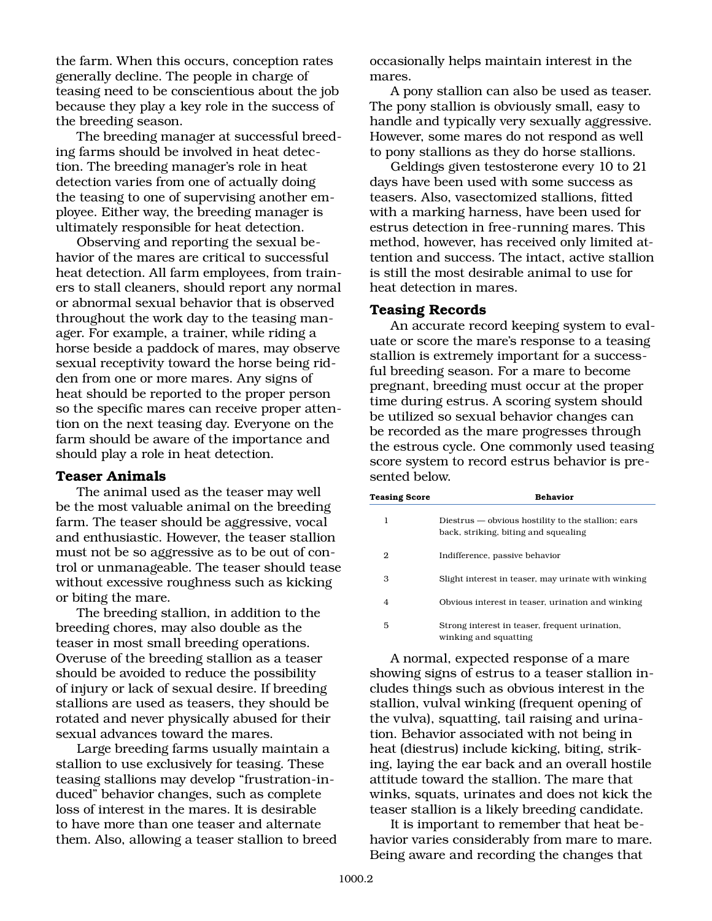the farm. When this occurs, conception rates generally decline. The people in charge of teasing need to be conscientious about the job because they play a key role in the success of the breeding season.

The breeding manager at successful breeding farms should be involved in heat detection. The breeding manager's role in heat detection varies from one of actually doing the teasing to one of supervising another employee. Either way, the breeding manager is ultimately responsible for heat detection.

Observing and reporting the sexual behavior of the mares are critical to successful heat detection. All farm employees, from trainers to stall cleaners, should report any normal or abnormal sexual behavior that is observed throughout the work day to the teasing manager. For example, a trainer, while riding a horse beside a paddock of mares, may observe sexual receptivity toward the horse being ridden from one or more mares. Any signs of heat should be reported to the proper person so the specific mares can receive proper attention on the next teasing day. Everyone on the farm should be aware of the importance and should play a role in heat detection.

## Teaser Animals

The animal used as the teaser may well be the most valuable animal on the breeding farm. The teaser should be aggressive, vocal and enthusiastic. However, the teaser stallion must not be so aggressive as to be out of control or unmanageable. The teaser should tease without excessive roughness such as kicking or biting the mare.

The breeding stallion, in addition to the breeding chores, may also double as the teaser in most small breeding operations. Overuse of the breeding stallion as a teaser should be avoided to reduce the possibility of injury or lack of sexual desire. If breeding stallions are used as teasers, they should be rotated and never physically abused for their sexual advances toward the mares.

Large breeding farms usually maintain a stallion to use exclusively for teasing. These teasing stallions may develop "frustration-induced" behavior changes, such as complete loss of interest in the mares. It is desirable to have more than one teaser and alternate them. Also, allowing a teaser stallion to breed occasionally helps maintain interest in the mares.

A pony stallion can also be used as teaser. The pony stallion is obviously small, easy to handle and typically very sexually aggressive. However, some mares do not respond as well to pony stallions as they do horse stallions.

Geldings given testosterone every 10 to 21 days have been used with some success as teasers. Also, vasectomized stallions, fitted with a marking harness, have been used for estrus detection in free-running mares. This method, however, has received only limited attention and success. The intact, active stallion is still the most desirable animal to use for heat detection in mares.

## Teasing Records

An accurate record keeping system to evaluate or score the mare's response to a teasing stallion is extremely important for a successful breeding season. For a mare to become pregnant, breeding must occur at the proper time during estrus. A scoring system should be utilized so sexual behavior changes can be recorded as the mare progresses through the estrous cycle. One commonly used teasing score system to record estrus behavior is presented below.

| Teasing Score | Behavior |
|---|---|
| 1 | Diestrus — obvious hostility to the stallion; ears back, striking, biting and squealing |
| 2 | Indifference, passive behavior |
| 3 | Slight interest in teaser, may urinate with winking |
| 4 | Obvious interest in teaser, urination and winking |
| 5 | Strong interest in teaser, frequent urination, winking and squatting |

A normal, expected response of a mare showing signs of estrus to a teaser stallion includes things such as obvious interest in the stallion, vulval winking (frequent opening of the vulva), squatting, tail raising and urination. Behavior associated with not being in heat (diestrus) include kicking, biting, striking, laying the ear back and an overall hostile attitude toward the stallion. The mare that winks, squats, urinates and does not kick the teaser stallion is a likely breeding candidate.

It is important to remember that heat behavior varies considerably from mare to mare. Being aware and recording the changes that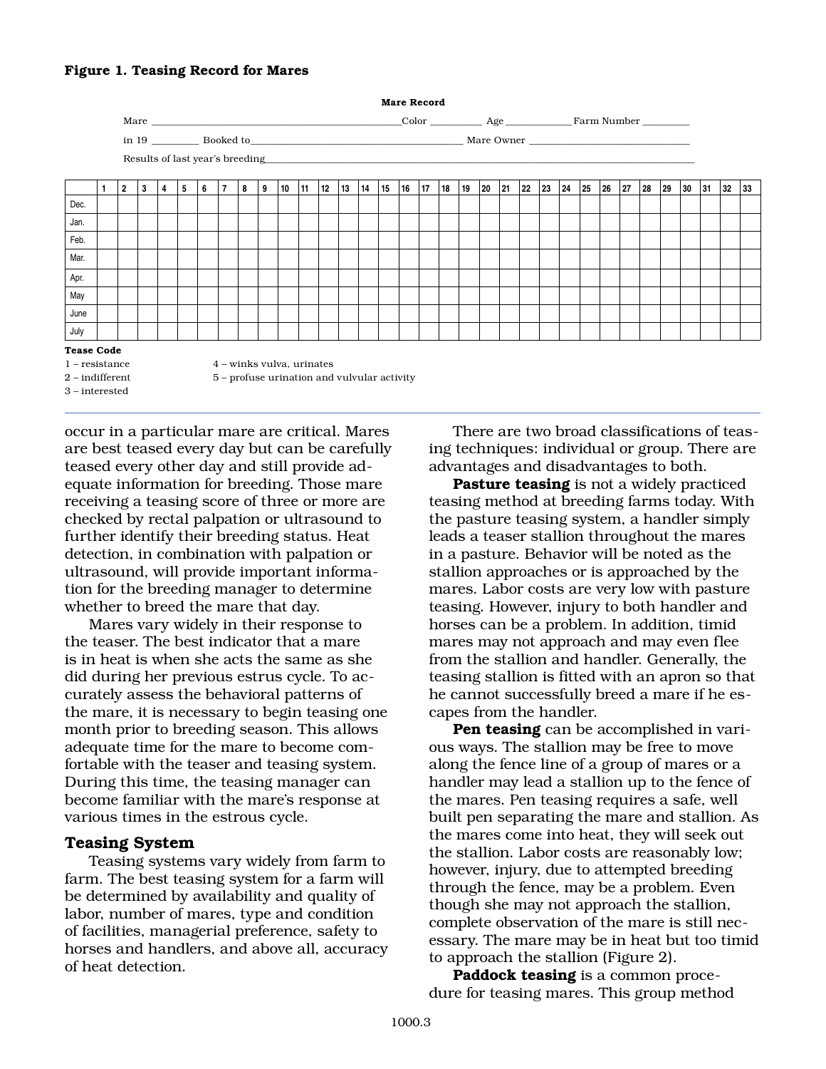**Figure 1. Teasing Record for Mares**

**Mare Record**

Mare ______________________________Color ________ Age __________ Farm Number ________

in 19 ________ Booked to________________________________ Mare Owner ________________________

Results of last year's breeding________________________________________________________________

| | 1 | 2 | 3 | 4 | 5 | 6 | 7 | 8 | 9 | 10 | 11 | 12 | 13 | 14 | 15 | 16 | 17 | 18 | 19 | 20 | 21 | 22 | 23 | 24 | 25 | 26 | 27 | 28 | 29 | 30 | 31 | 32 | 33 |
|---|---|---|---|---|---|---|---|---|---|---|---|---|---|---|---|---|---|---|---|---|---|---|---|---|---|---|---|---|---|---|---|---|---|
| Dec. | | | | | | | | | | | | | | | | | | | | | | | | | | | | | | | | | |
| Jan. | | | | | | | | | | | | | | | | | | | | | | | | | | | | | | | | | |
| Feb. | | | | | | | | | | | | | | | | | | | | | | | | | | | | | | | | | |
| Mar. | | | | | | | | | | | | | | | | | | | | | | | | | | | | | | | | | |
| Apr. | | | | | | | | | | | | | | | | | | | | | | | | | | | | | | | | | |
| May | | | | | | | | | | | | | | | | | | | | | | | | | | | | | | | | | |
| June | | | | | | | | | | | | | | | | | | | | | | | | | | | | | | | | | |
| July | | | | | | | | | | | | | | | | | | | | | | | | | | | | | | | | | |

**Tease Code**

1 – resistance
2 – indifferent
3 – interested
4 – winks vulva, urinates
5 – profuse urination and vulvular activity

occur in a particular mare are critical. Mares are best teased every day but can be carefully teased every other day and still provide adequate information for breeding. Those mare receiving a teasing score of three or more are checked by rectal palpation or ultrasound to further identify their breeding status. Heat detection, in combination with palpation or ultrasound, will provide important information for the breeding manager to determine whether to breed the mare that day.

Mares vary widely in their response to the teaser. The best indicator that a mare is in heat is when she acts the same as she did during her previous estrus cycle. To accurately assess the behavioral patterns of the mare, it is necessary to begin teasing one month prior to breeding season. This allows adequate time for the mare to become comfortable with the teaser and teasing system. During this time, the teasing manager can become familiar with the mare's response at various times in the estrous cycle.

## Teasing System

Teasing systems vary widely from farm to farm. The best teasing system for a farm will be determined by availability and quality of labor, number of mares, type and condition of facilities, managerial preference, safety to horses and handlers, and above all, accuracy of heat detection.

There are two broad classifications of teasing techniques: individual or group. There are advantages and disadvantages to both.

**Pasture teasing** is not a widely practiced teasing method at breeding farms today. With the pasture teasing system, a handler simply leads a teaser stallion throughout the mares in a pasture. Behavior will be noted as the stallion approaches or is approached by the mares. Labor costs are very low with pasture teasing. However, injury to both handler and horses can be a problem. In addition, timid mares may not approach and may even flee from the stallion and handler. Generally, the teasing stallion is fitted with an apron so that he cannot successfully breed a mare if he escapes from the handler.

**Pen teasing** can be accomplished in various ways. The stallion may be free to move along the fence line of a group of mares or a handler may lead a stallion up to the fence of the mares. Pen teasing requires a safe, well built pen separating the mare and stallion. As the mares come into heat, they will seek out the stallion. Labor costs are reasonably low; however, injury, due to attempted breeding through the fence, may be a problem. Even though she may not approach the stallion, complete observation of the mare is still necessary. The mare may be in heat but too timid to approach the stallion (Figure 2).

**Paddock teasing** is a common procedure for teasing mares. This group method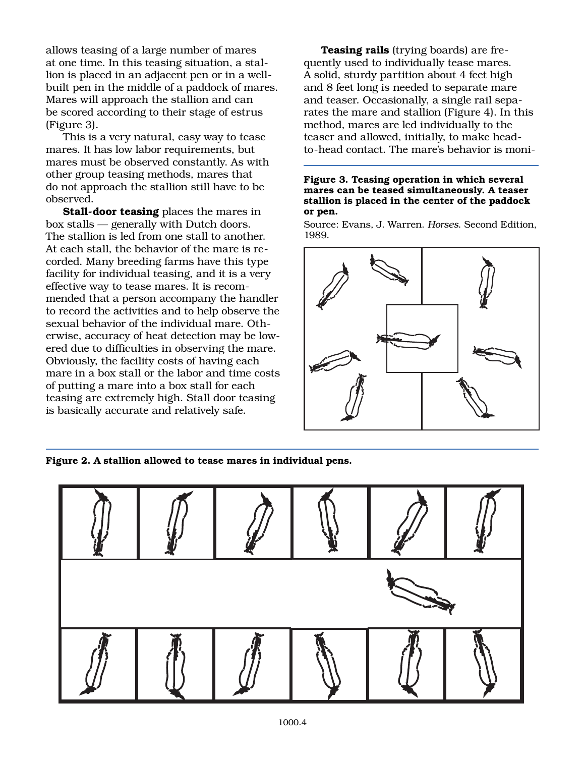allows teasing of a large number of mares at one time. In this teasing situation, a stallion is placed in an adjacent pen or in a well-built pen in the middle of a paddock of mares. Mares will approach the stallion and can be scored according to their stage of estrus (Figure 3).

This is a very natural, easy way to tease mares. It has low labor requirements, but mares must be observed constantly. As with other group teasing methods, mares that do not approach the stallion still have to be observed.

**Stall-door teasing** places the mares in box stalls — generally with Dutch doors. The stallion is led from one stall to another. At each stall, the behavior of the mare is recorded. Many breeding farms have this type facility for individual teasing, and it is a very effective way to tease mares. It is recommended that a person accompany the handler to record the activities and to help observe the sexual behavior of the individual mare. Otherwise, accuracy of heat detection may be lowered due to difficulties in observing the mare. Obviously, the facility costs of having each mare in a box stall or the labor and time costs of putting a mare into a box stall for each teasing are extremely high. Stall door teasing is basically accurate and relatively safe.

**Teasing rails** (trying boards) are frequently used to individually tease mares. A solid, sturdy partition about 4 feet high and 8 feet long is needed to separate mare and teaser. Occasionally, a single rail separates the mare and stallion (Figure 4). In this method, mares are led individually to the teaser and allowed, initially, to make head-to-head contact. The mare's behavior is moni-

**Figure 3. Teasing operation in which several mares can be teased simultaneously. A teaser stallion is placed in the center of the paddock or pen.**

Source: Evans, J. Warren. *Horses*. Second Edition, 1989.

**Figure 2. A stallion allowed to tease mares in individual pens.**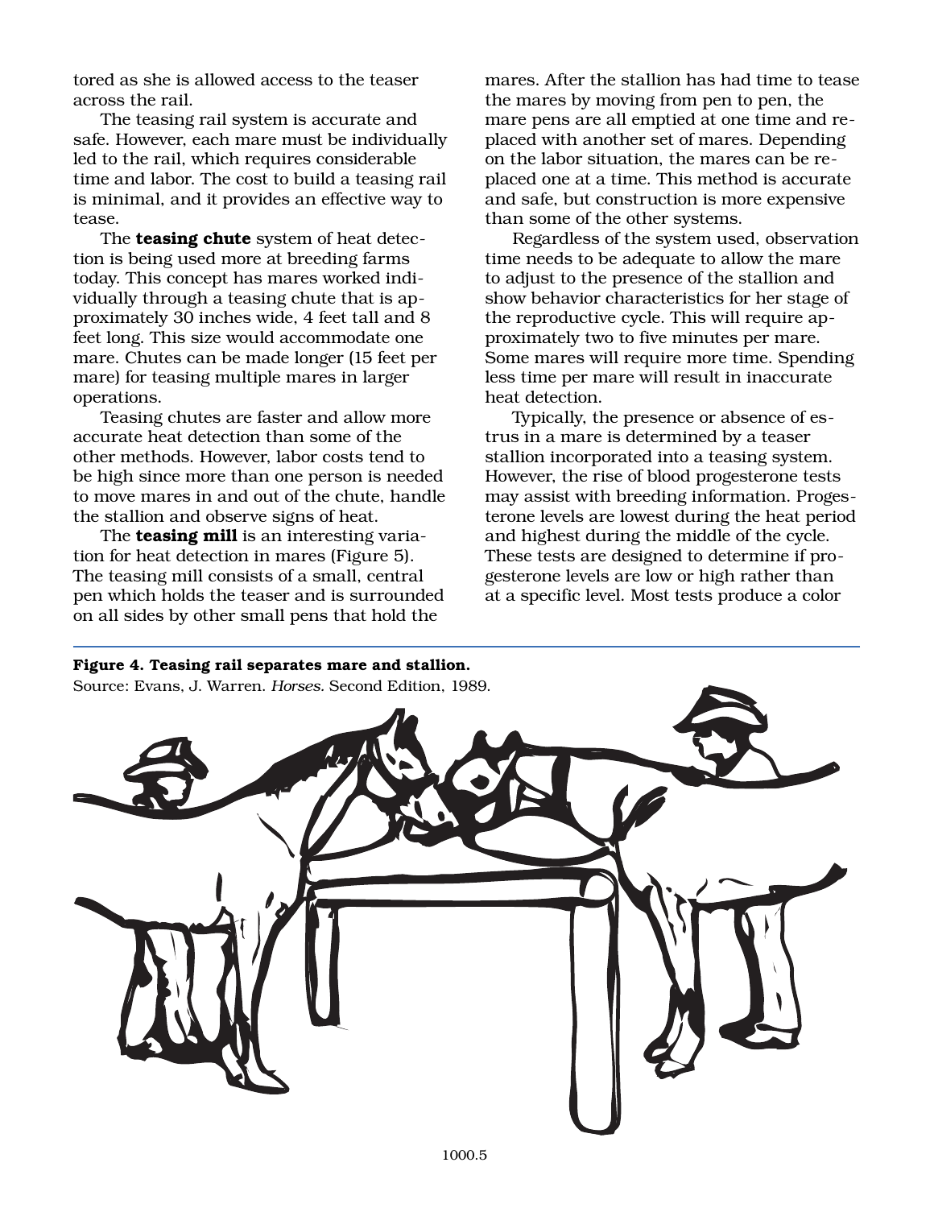tored as she is allowed access to the teaser across the rail.

The teasing rail system is accurate and safe. However, each mare must be individually led to the rail, which requires considerable time and labor. The cost to build a teasing rail is minimal, and it provides an effective way to tease.

The **teasing chute** system of heat detection is being used more at breeding farms today. This concept has mares worked individually through a teasing chute that is approximately 30 inches wide, 4 feet tall and 8 feet long. This size would accommodate one mare. Chutes can be made longer (15 feet per mare) for teasing multiple mares in larger operations.

Teasing chutes are faster and allow more accurate heat detection than some of the other methods. However, labor costs tend to be high since more than one person is needed to move mares in and out of the chute, handle the stallion and observe signs of heat.

The **teasing mill** is an interesting variation for heat detection in mares (Figure 5). The teasing mill consists of a small, central pen which holds the teaser and is surrounded on all sides by other small pens that hold the mares. After the stallion has had time to tease the mares by moving from pen to pen, the mare pens are all emptied at one time and replaced with another set of mares. Depending on the labor situation, the mares can be replaced one at a time. This method is accurate and safe, but construction is more expensive than some of the other systems.

Regardless of the system used, observation time needs to be adequate to allow the mare to adjust to the presence of the stallion and show behavior characteristics for her stage of the reproductive cycle. This will require approximately two to five minutes per mare. Some mares will require more time. Spending less time per mare will result in inaccurate heat detection.

Typically, the presence or absence of estrus in a mare is determined by a teaser stallion incorporated into a teasing system. However, the rise of blood progesterone tests may assist with breeding information. Progesterone levels are lowest during the heat period and highest during the middle of the cycle. These tests are designed to determine if progesterone levels are low or high rather than at a specific level. Most tests produce a color

**Figure 4. Teasing rail separates mare and stallion.**
Source: Evans, J. Warren. *Horses.* Second Edition, 1989.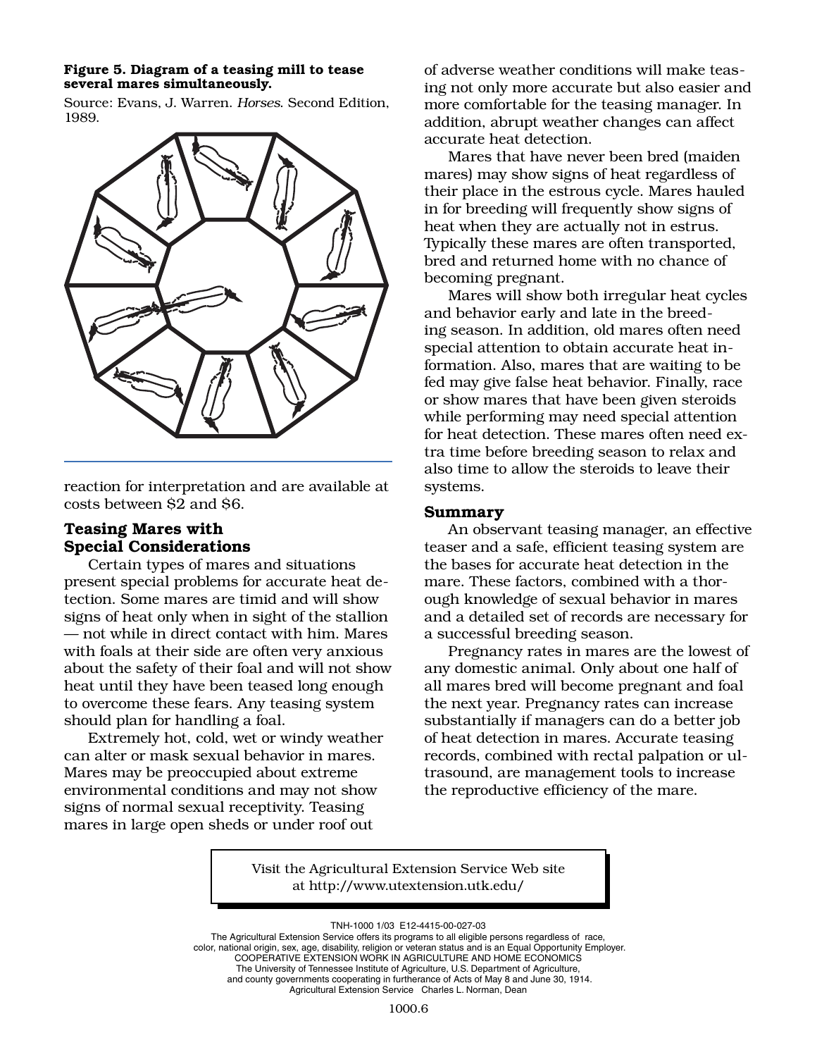**Figure 5. Diagram of a teasing mill to tease several mares simultaneously.**

Source: Evans, J. Warren. *Horses*. Second Edition, 1989.

reaction for interpretation and are available at costs between $2 and $6.

### Teasing Mares with Special Considerations

Certain types of mares and situations present special problems for accurate heat detection. Some mares are timid and will show signs of heat only when in sight of the stallion — not while in direct contact with him. Mares with foals at their side are often very anxious about the safety of their foal and will not show heat until they have been teased long enough to overcome these fears. Any teasing system should plan for handling a foal.

Extremely hot, cold, wet or windy weather can alter or mask sexual behavior in mares. Mares may be preoccupied about extreme environmental conditions and may not show signs of normal sexual receptivity. Teasing mares in large open sheds or under roof out of adverse weather conditions will make teasing not only more accurate but also easier and more comfortable for the teasing manager. In addition, abrupt weather changes can affect accurate heat detection.

Mares that have never been bred (maiden mares) may show signs of heat regardless of their place in the estrous cycle. Mares hauled in for breeding will frequently show signs of heat when they are actually not in estrus. Typically these mares are often transported, bred and returned home with no chance of becoming pregnant.

Mares will show both irregular heat cycles and behavior early and late in the breeding season. In addition, old mares often need special attention to obtain accurate heat information. Also, mares that are waiting to be fed may give false heat behavior. Finally, race or show mares that have been given steroids while performing may need special attention for heat detection. These mares often need extra time before breeding season to relax and also time to allow the steroids to leave their systems.

### Summary

An observant teasing manager, an effective teaser and a safe, efficient teasing system are the bases for accurate heat detection in the mare. These factors, combined with a thorough knowledge of sexual behavior in mares and a detailed set of records are necessary for a successful breeding season.

Pregnancy rates in mares are the lowest of any domestic animal. Only about one half of all mares bred will become pregnant and foal the next year. Pregnancy rates can increase substantially if managers can do a better job of heat detection in mares. Accurate teasing records, combined with rectal palpation or ultrasound, are management tools to increase the reproductive efficiency of the mare.

Visit the Agricultural Extension Service Web site at http://www.utextension.utk.edu/

TNH-1000 1/03 E12-4415-00-027-03

The Agricultural Extension Service offers its programs to all eligible persons regardless of race, color, national origin, sex, age, disability, religion or veteran status and is an Equal Opportunity Employer.
COOPERATIVE EXTENSION WORK IN AGRICULTURE AND HOME ECONOMICS
The University of Tennessee Institute of Agriculture, U.S. Department of Agriculture, and county governments cooperating in furtherance of Acts of May 8 and June 30, 1914.
Agricultural Extension Service Charles L. Norman, Dean